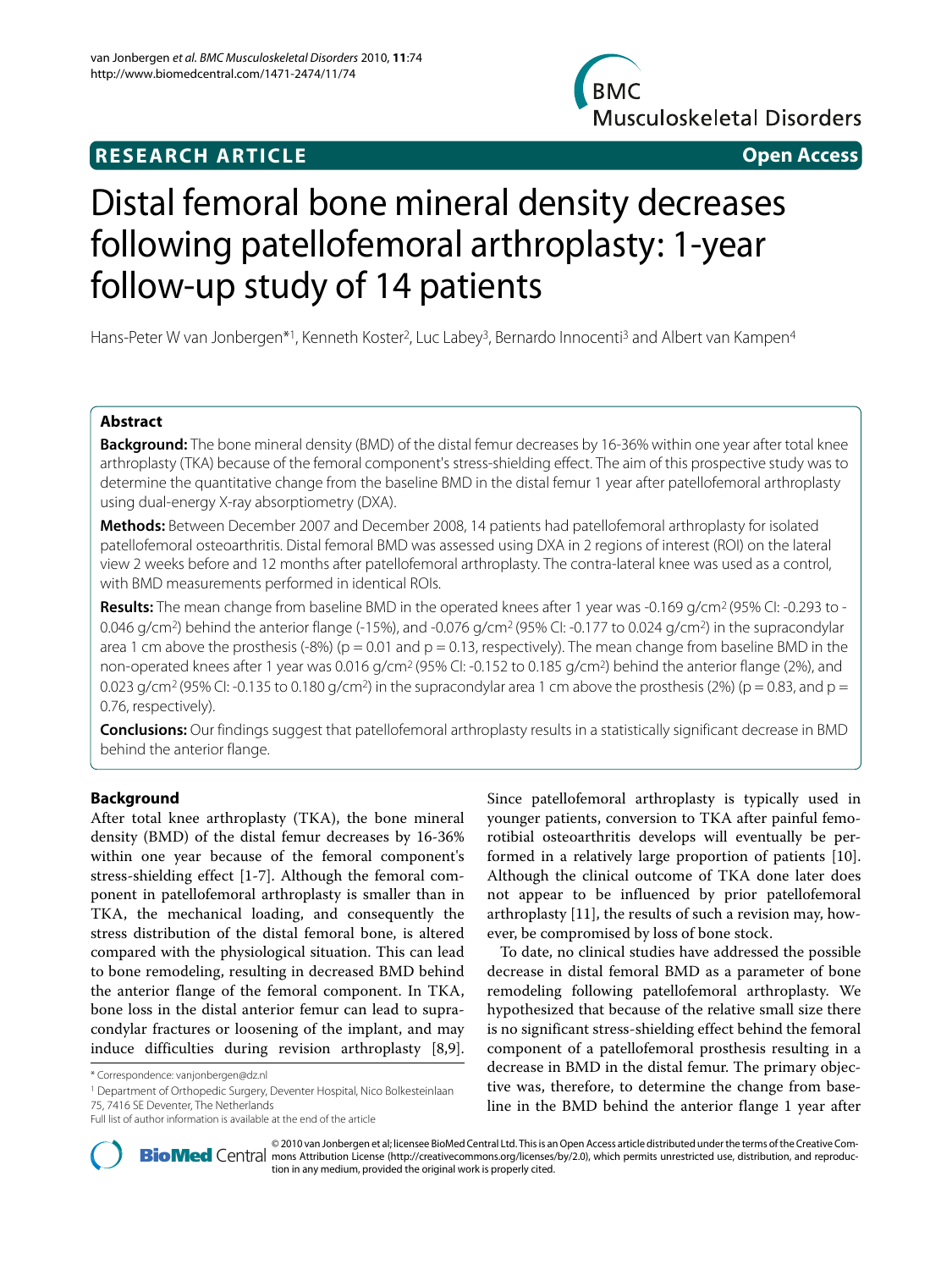**RESEARCH ARTICLE** **Open Access**

# Distal femoral bone mineral density decreases following patellofemoral arthroplasty: 1-year follow-up study of 14 patients

Hans-Peter W van Jonbergen*[1], Kenneth Koster[2], Luc Labey[3], Bernardo Innocenti[3] and Albert van Kampen[4]

## Abstract

**Background:** The bone mineral density (BMD) of the distal femur decreases by 16-36% within one year after total knee arthroplasty (TKA) because of the femoral component's stress-shielding effect. The aim of this prospective study was to determine the quantitative change from the baseline BMD in the distal femur 1 year after patellofemoral arthroplasty using dual-energy X-ray absorptiometry (DXA).

**Methods:** Between December 2007 and December 2008, 14 patients had patellofemoral arthroplasty for isolated patellofemoral osteoarthritis. Distal femoral BMD was assessed using DXA in 2 regions of interest (ROI) on the lateral view 2 weeks before and 12 months after patellofemoral arthroplasty. The contra-lateral knee was used as a control, with BMD measurements performed in identical ROIs.

**Results:** The mean change from baseline BMD in the operated knees after 1 year was -0.169 g/cm$^2$ (95% CI: -0.293 to -0.046 g/cm$^2$) behind the anterior flange (-15%), and -0.076 g/cm$^2$ (95% CI: -0.177 to 0.024 g/cm$^2$) in the supracondylar area 1 cm above the prosthesis (-8%) ($p = 0.01$ and $p = 0.13$, respectively). The mean change from baseline BMD in the non-operated knees after 1 year was 0.016 g/cm$^2$ (95% CI: -0.152 to 0.185 g/cm$^2$) behind the anterior flange (2%), and 0.023 g/cm$^2$ (95% CI: -0.135 to 0.180 g/cm$^2$) in the supracondylar area 1 cm above the prosthesis (2%) ($p = 0.83$, and $p = 0.76$, respectively).

**Conclusions:** Our findings suggest that patellofemoral arthroplasty results in a statistically significant decrease in BMD behind the anterior flange.

## Background

After total knee arthroplasty (TKA), the bone mineral density (BMD) of the distal femur decreases by 16-36% within one year because of the femoral component's stress-shielding effect [1-7]. Although the femoral component in patellofemoral arthroplasty is smaller than in TKA, the mechanical loading, and consequently the stress distribution of the distal femoral bone, is altered compared with the physiological situation. This can lead to bone remodeling, resulting in decreased BMD behind the anterior flange of the femoral component. In TKA, bone loss in the distal anterior femur can lead to supracondylar fractures or loosening of the implant, and may induce difficulties during revision arthroplasty [8,9]. Since patellofemoral arthroplasty is typically used in younger patients, conversion to TKA after painful femorotibial osteoarthritis develops will eventually be performed in a relatively large proportion of patients [10]. Although the clinical outcome of TKA done later does not appear to be influenced by prior patellofemoral arthroplasty [11], the results of such a revision may, however, be compromised by loss of bone stock.

To date, no clinical studies have addressed the possible decrease in distal femoral BMD as a parameter of bone remodeling following patellofemoral arthroplasty. We hypothesized that because of the relative small size there is no significant stress-shielding effect behind the femoral component of a patellofemoral prosthesis resulting in a decrease in BMD in the distal femur. The primary objective was, therefore, to determine the change from baseline in the BMD behind the anterior flange 1 year after

\* Correspondence: vanjonbergen@dz.nl

[1] Department of Orthopedic Surgery, Deventer Hospital, Nico Bolkesteinlaan 75, 7416 SE Deventer, The Netherlands

Full list of author information is available at the end of the article

© 2010 van Jonbergen et al; licensee BioMed Central Ltd. This is an Open Access article distributed under the terms of the Creative Commons Attribution License (http://creativecommons.org/licenses/by/2.0), which permits unrestricted use, distribution, and reproduction in any medium, provided the original work is properly cited.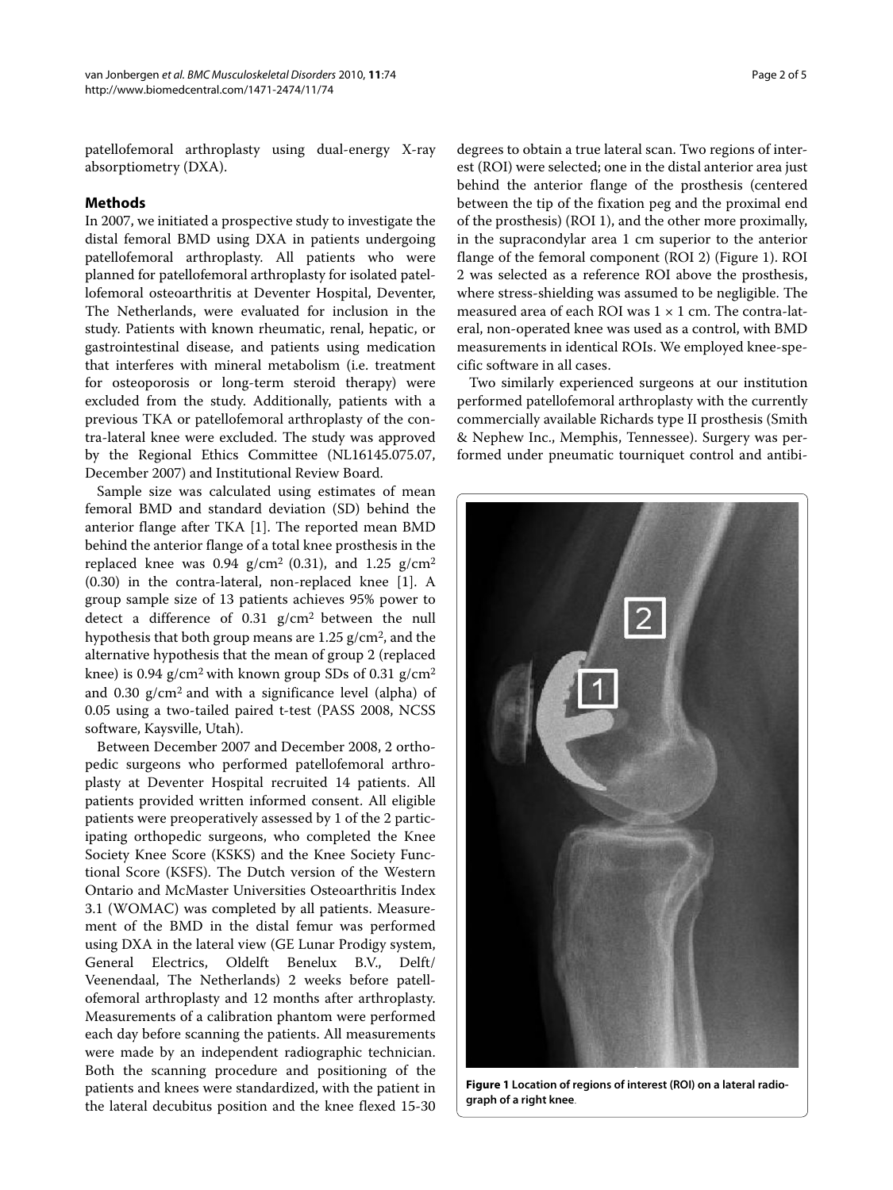patellofemoral arthroplasty using dual-energy X-ray absorptiometry (DXA).

## Methods

In 2007, we initiated a prospective study to investigate the distal femoral BMD using DXA in patients undergoing patellofemoral arthroplasty. All patients who were planned for patellofemoral arthroplasty for isolated patellofemoral osteoarthritis at Deventer Hospital, Deventer, The Netherlands, were evaluated for inclusion in the study. Patients with known rheumatic, renal, hepatic, or gastrointestinal disease, and patients using medication that interferes with mineral metabolism (i.e. treatment for osteoporosis or long-term steroid therapy) were excluded from the study. Additionally, patients with a previous TKA or patellofemoral arthroplasty of the contra-lateral knee were excluded. The study was approved by the Regional Ethics Committee (NL16145.075.07, December 2007) and Institutional Review Board.

Sample size was calculated using estimates of mean femoral BMD and standard deviation (SD) behind the anterior flange after TKA [1]. The reported mean BMD behind the anterior flange of a total knee prosthesis in the replaced knee was 0.94 g/cm$^2$ (0.31), and 1.25 g/cm$^2$ (0.30) in the contra-lateral, non-replaced knee [1]. A group sample size of 13 patients achieves 95% power to detect a difference of 0.31 g/cm$^2$ between the null hypothesis that both group means are 1.25 g/cm$^2$, and the alternative hypothesis that the mean of group 2 (replaced knee) is 0.94 g/cm$^2$ with known group SDs of 0.31 g/cm$^2$ and 0.30 g/cm$^2$ and with a significance level (alpha) of 0.05 using a two-tailed paired t-test (PASS 2008, NCSS software, Kaysville, Utah).

Between December 2007 and December 2008, 2 orthopedic surgeons who performed patellofemoral arthroplasty at Deventer Hospital recruited 14 patients. All patients provided written informed consent. All eligible patients were preoperatively assessed by 1 of the 2 participating orthopedic surgeons, who completed the Knee Society Knee Score (KSKS) and the Knee Society Functional Score (KSFS). The Dutch version of the Western Ontario and McMaster Universities Osteoarthritis Index 3.1 (WOMAC) was completed by all patients. Measurement of the BMD in the distal femur was performed using DXA in the lateral view (GE Lunar Prodigy system, General Electrics, Oldelft Benelux B.V., Delft/ Veenendaal, The Netherlands) 2 weeks before patellofemoral arthroplasty and 12 months after arthroplasty. Measurements of a calibration phantom were performed each day before scanning the patients. All measurements were made by an independent radiographic technician. Both the scanning procedure and positioning of the patients and knees were standardized, with the patient in the lateral decubitus position and the knee flexed 15-30 degrees to obtain a true lateral scan. Two regions of interest (ROI) were selected; one in the distal anterior area just behind the anterior flange of the prosthesis (centered between the tip of the fixation peg and the proximal end of the prosthesis) (ROI 1), and the other more proximally, in the supracondylar area 1 cm superior to the anterior flange of the femoral component (ROI 2) (Figure 1). ROI 2 was selected as a reference ROI above the prosthesis, where stress-shielding was assumed to be negligible. The measured area of each ROI was 1 × 1 cm. The contra-lateral, non-operated knee was used as a control, with BMD measurements in identical ROIs. We employed knee-specific software in all cases.

Two similarly experienced surgeons at our institution performed patellofemoral arthroplasty with the currently commercially available Richards type II prosthesis (Smith & Nephew Inc., Memphis, Tennessee). Surgery was performed under pneumatic tourniquet control and antibi-

**Figure 1 Location of regions of interest (ROI) on a lateral radiograph of a right knee**.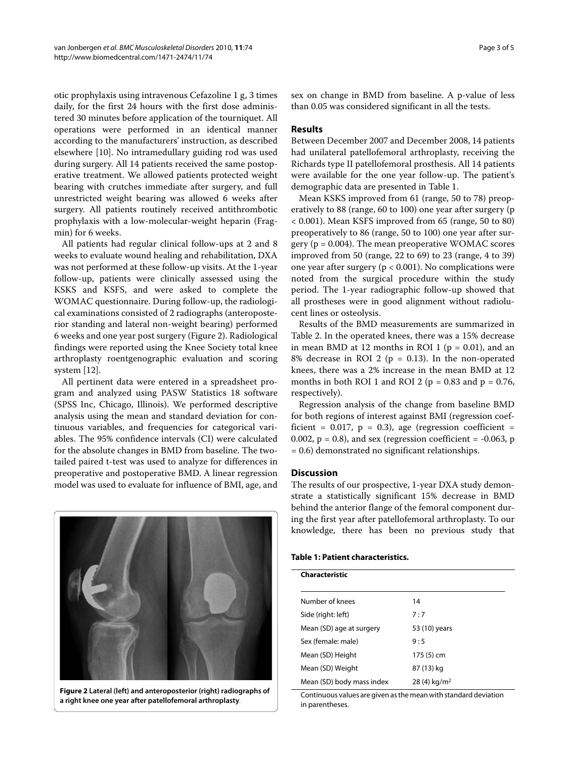otic prophylaxis using intravenous Cefazoline 1 g, 3 times daily, for the first 24 hours with the first dose administered 30 minutes before application of the tourniquet. All operations were performed in an identical manner according to the manufacturers' instruction, as described elsewhere [10]. No intramedullary guiding rod was used during surgery. All 14 patients received the same postoperative treatment. We allowed patients protected weight bearing with crutches immediate after surgery, and full unrestricted weight bearing was allowed 6 weeks after surgery. All patients routinely received antithrombotic prophylaxis with a low-molecular-weight heparin (Fragmin) for 6 weeks.

All patients had regular clinical follow-ups at 2 and 8 weeks to evaluate wound healing and rehabilitation, DXA was not performed at these follow-up visits. At the 1-year follow-up, patients were clinically assessed using the KSKS and KSFS, and were asked to complete the WOMAC questionnaire. During follow-up, the radiological examinations consisted of 2 radiographs (anteroposterior standing and lateral non-weight bearing) performed 6 weeks and one year post surgery (Figure 2). Radiological findings were reported using the Knee Society total knee arthroplasty roentgenographic evaluation and scoring system [12].

All pertinent data were entered in a spreadsheet program and analyzed using PASW Statistics 18 software (SPSS Inc, Chicago, Illinois). We performed descriptive analysis using the mean and standard deviation for continuous variables, and frequencies for categorical variables. The 95% confidence intervals (CI) were calculated for the absolute changes in BMD from baseline. The two-tailed paired t-test was used to analyze for differences in preoperative and postoperative BMD. A linear regression model was used to evaluate for influence of BMI, age, and sex on change in BMD from baseline. A p-value of less than 0.05 was considered significant in all the tests.

**Figure 2 Lateral (left) and anteroposterior (right) radiographs of a right knee one year after patellofemoral arthroplasty**.

## Results

Between December 2007 and December 2008, 14 patients had unilateral patellofemoral arthroplasty, receiving the Richards type II patellofemoral prosthesis. All 14 patients were available for the one year follow-up. The patient's demographic data are presented in Table 1.

Mean KSKS improved from 61 (range, 50 to 78) preoperatively to 88 (range, 60 to 100) one year after surgery ($p < 0.001$). Mean KSFS improved from 65 (range, 50 to 80) preoperatively to 86 (range, 50 to 100) one year after surgery ($p = 0.004$). The mean preoperative WOMAC scores improved from 50 (range, 22 to 69) to 23 (range, 4 to 39) one year after surgery ($p < 0.001$). No complications were noted from the surgical procedure within the study period. The 1-year radiographic follow-up showed that all prostheses were in good alignment without radiolucent lines or osteolysis.

Results of the BMD measurements are summarized in Table 2. In the operated knees, there was a 15% decrease in mean BMD at 12 months in ROI 1 ($p = 0.01$), and an 8% decrease in ROI 2 ($p = 0.13$). In the non-operated knees, there was a 2% increase in the mean BMD at 12 months in both ROI 1 and ROI 2 ($p = 0.83$ and $p = 0.76$, respectively).

Regression analysis of the change from baseline BMD for both regions of interest against BMI (regression coefficient = 0.017, $p = 0.3$), age (regression coefficient = 0.002, $p = 0.8$), and sex (regression coefficient = -0.063, $p = 0.6$) demonstrated no significant relationships.

## Discussion

The results of our prospective, 1-year DXA study demonstrate a statistically significant 15% decrease in BMD behind the anterior flange of the femoral component during the first year after patellofemoral arthroplasty. To our knowledge, there has been no previous study that

**Table 1: Patient characteristics.**

| Characteristic | |
|---|---|
| Number of knees | 14 |
| Side (right: left) | 7 : 7 |
| Mean (SD) age at surgery | 53 (10) years |
| Sex (female: male) | 9 : 5 |
| Mean (SD) Height | 175 (5) cm |
| Mean (SD) Weight | 87 (13) kg |
| Mean (SD) body mass index | 28 (4) kg/m$^2$ |

Continuous values are given as the mean with standard deviation in parentheses.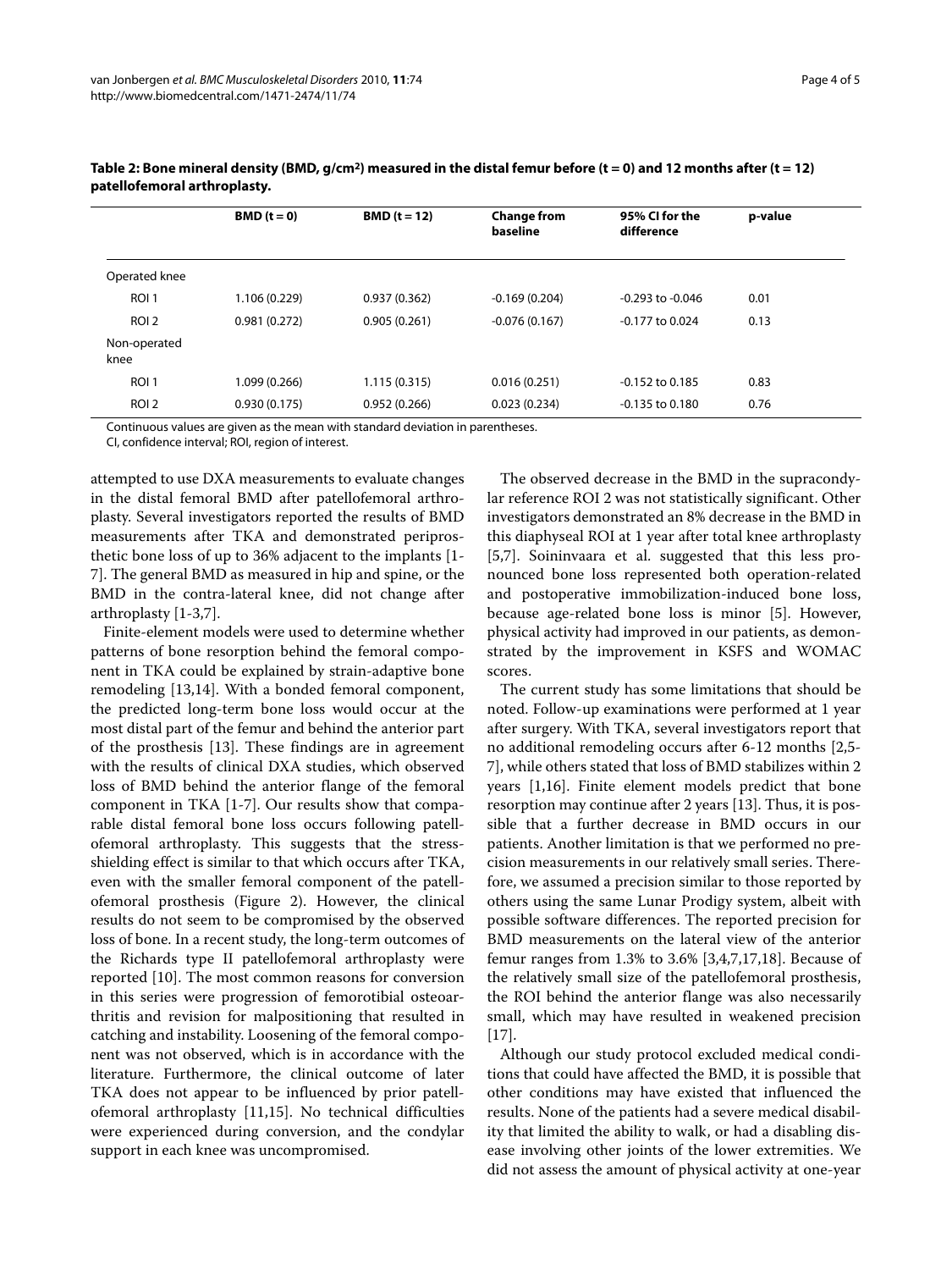**Table 2: Bone mineral density (BMD, g/cm²) measured in the distal femur before (t = 0) and 12 months after (t = 12) patellofemoral arthroplasty.**

| | BMD (t = 0) | BMD (t = 12) | Change from baseline | 95% CI for the difference | p-value |
|---|---|---|---|---|---|
| Operated knee | | | | | |
| ROI 1 | 1.106 (0.229) | 0.937 (0.362) | -0.169 (0.204) | -0.293 to -0.046 | 0.01 |
| ROI 2 | 0.981 (0.272) | 0.905 (0.261) | -0.076 (0.167) | -0.177 to 0.024 | 0.13 |
| Non-operated knee | | | | | |
| ROI 1 | 1.099 (0.266) | 1.115 (0.315) | 0.016 (0.251) | -0.152 to 0.185 | 0.83 |
| ROI 2 | 0.930 (0.175) | 0.952 (0.266) | 0.023 (0.234) | -0.135 to 0.180 | 0.76 |

Continuous values are given as the mean with standard deviation in parentheses.
CI, confidence interval; ROI, region of interest.

attempted to use DXA measurements to evaluate changes in the distal femoral BMD after patellofemoral arthroplasty. Several investigators reported the results of BMD measurements after TKA and demonstrated periprosthetic bone loss of up to 36% adjacent to the implants [1-7]. The general BMD as measured in hip and spine, or the BMD in the contra-lateral knee, did not change after arthroplasty [1-3,7].

Finite-element models were used to determine whether patterns of bone resorption behind the femoral component in TKA could be explained by strain-adaptive bone remodeling [13,14]. With a bonded femoral component, the predicted long-term bone loss would occur at the most distal part of the femur and behind the anterior part of the prosthesis [13]. These findings are in agreement with the results of clinical DXA studies, which observed loss of BMD behind the anterior flange of the femoral component in TKA [1-7]. Our results show that comparable distal femoral bone loss occurs following patellofemoral arthroplasty. This suggests that the stress-shielding effect is similar to that which occurs after TKA, even with the smaller femoral component of the patellofemoral prosthesis (Figure 2). However, the clinical results do not seem to be compromised by the observed loss of bone. In a recent study, the long-term outcomes of the Richards type II patellofemoral arthroplasty were reported [10]. The most common reasons for conversion in this series were progression of femorotibial osteoarthritis and revision for malpositioning that resulted in catching and instability. Loosening of the femoral component was not observed, which is in accordance with the literature. Furthermore, the clinical outcome of later TKA does not appear to be influenced by prior patellofemoral arthroplasty [11,15]. No technical difficulties were experienced during conversion, and the condylar support in each knee was uncompromised.

The observed decrease in the BMD in the supracondylar reference ROI 2 was not statistically significant. Other investigators demonstrated an 8% decrease in the BMD in this diaphyseal ROI at 1 year after total knee arthroplasty [5,7]. Soininvaara et al. suggested that this less pronounced bone loss represented both operation-related and postoperative immobilization-induced bone loss, because age-related bone loss is minor [5]. However, physical activity had improved in our patients, as demonstrated by the improvement in KSFS and WOMAC scores.

The current study has some limitations that should be noted. Follow-up examinations were performed at 1 year after surgery. With TKA, several investigators report that no additional remodeling occurs after 6-12 months [2,5-7], while others stated that loss of BMD stabilizes within 2 years [1,16]. Finite element models predict that bone resorption may continue after 2 years [13]. Thus, it is possible that a further decrease in BMD occurs in our patients. Another limitation is that we performed no precision measurements in our relatively small series. Therefore, we assumed a precision similar to those reported by others using the same Lunar Prodigy system, albeit with possible software differences. The reported precision for BMD measurements on the lateral view of the anterior femur ranges from 1.3% to 3.6% [3,4,7,17,18]. Because of the relatively small size of the patellofemoral prosthesis, the ROI behind the anterior flange was also necessarily small, which may have resulted in weakened precision [17].

Although our study protocol excluded medical conditions that could have affected the BMD, it is possible that other conditions may have existed that influenced the results. None of the patients had a severe medical disability that limited the ability to walk, or had a disabling disease involving other joints of the lower extremities. We did not assess the amount of physical activity at one-year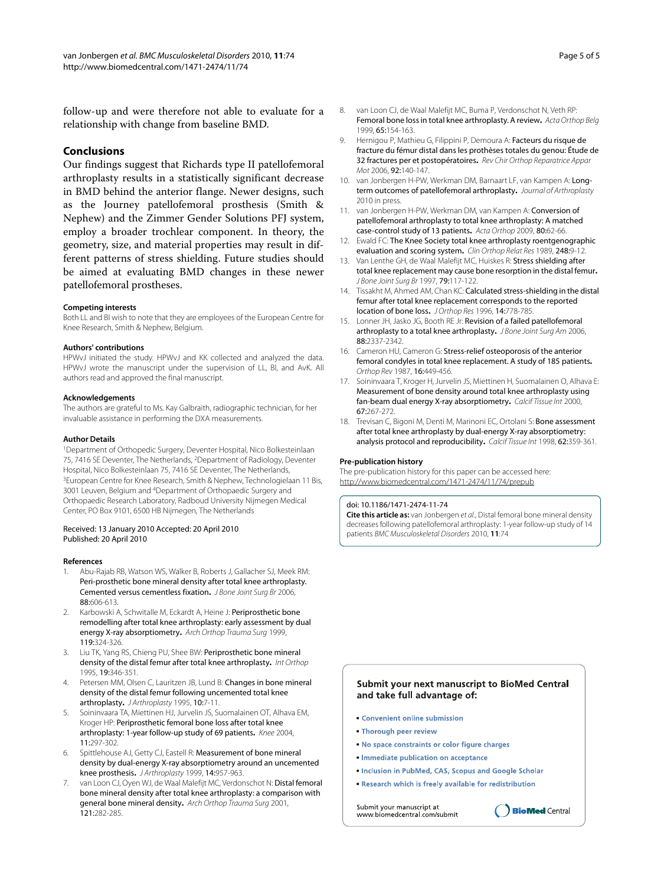follow-up and were therefore not able to evaluate for a relationship with change from baseline BMD.

## Conclusions

Our findings suggest that Richards type II patellofemoral arthroplasty results in a statistically significant decrease in BMD behind the anterior flange. Newer designs, such as the Journey patellofemoral prosthesis (Smith & Nephew) and the Zimmer Gender Solutions PFJ system, employ a broader trochlear component. In theory, the geometry, size, and material properties may result in different patterns of stress shielding. Future studies should be aimed at evaluating BMD changes in these newer patellofemoral prostheses.

### Competing interests

Both LL and BI wish to note that they are employees of the European Centre for Knee Research, Smith & Nephew, Belgium.

### Authors' contributions

HPWvJ initiated the study. HPWvJ and KK collected and analyzed the data. HPWvJ wrote the manuscript under the supervision of LL, BI, and AvK. All authors read and approved the final manuscript.

### Acknowledgements

The authors are grateful to Ms. Kay Galbraith, radiographic technician, for her invaluable assistance in performing the DXA measurements.

### Author Details

[1]Department of Orthopedic Surgery, Deventer Hospital, Nico Bolkesteinlaan 75, 7416 SE Deventer, The Netherlands, [2]Department of Radiology, Deventer Hospital, Nico Bolkesteinlaan 75, 7416 SE Deventer, The Netherlands, [3]European Centre for Knee Research, Smith & Nephew, Technologielaan 11 Bis, 3001 Leuven, Belgium and [4]Department of Orthopaedic Surgery and Orthopaedic Research Laboratory, Radboud University Nijmegen Medical Center, PO Box 9101, 6500 HB Nijmegen, The Netherlands

Received: 13 January 2010 Accepted: 20 April 2010
Published: 20 April 2010

### References

1. Abu-Rajab RB, Watson WS, Walker B, Roberts J, Gallacher SJ, Meek RM: **Peri-prosthetic bone mineral density after total knee arthroplasty. Cemented versus cementless fixation.** *J Bone Joint Surg Br* 2006, **88**:606-613.
2. Karbowski A, Schwitalle M, Eckardt A, Heine J: **Periprosthetic bone remodelling after total knee arthroplasty: early assessment by dual energy X-ray absorptiometry.** *Arch Orthop Trauma Surg* 1999, **119**:324-326.
3. Liu TK, Yang RS, Chieng PU, Shee BW: **Periprosthetic bone mineral density of the distal femur after total knee arthroplasty.** *Int Orthop* 1995, **19**:346-351.
4. Petersen MM, Olsen C, Lauritzen JB, Lund B: **Changes in bone mineral density of the distal femur following uncemented total knee arthroplasty.** *J Arthroplasty* 1995, **10**:7-11.
5. Soininvaara TA, Miettinen HJ, Jurvelin JS, Suomalainen OT, Alhava EM, Kroger HP: **Periprosthetic femoral bone loss after total knee arthroplasty: 1-year follow-up study of 69 patients.** *Knee* 2004, **11**:297-302.
6. Spittlehouse AJ, Getty CJ, Eastell R: **Measurement of bone mineral density by dual-energy X-ray absorptiometry around an uncemented knee prosthesis.** *J Arthroplasty* 1999, **14**:957-963.
7. van Loon CJ, Oyen WJ, de Waal Malefijt MC, Verdonschot N: **Distal femoral bone mineral density after total knee arthroplasty: a comparison with general bone mineral density.** *Arch Orthop Trauma Surg* 2001, **121**:282-285.
8. van Loon CJ, de Waal Malefijt MC, Buma P, Verdonschot N, Veth RP: **Femoral bone loss in total knee arthroplasty. A review.** *Acta Orthop Belg* 1999, **65**:154-163.
9. Hernigou P, Mathieu G, Filippini P, Demoura A: **Facteurs du risque de fracture du fémur distal dans les prothèses totales du genou: Étude de 32 fractures per et postopératoires.** *Rev Chir Orthop Reparatrice Appar Mot* 2006, **92**:140-147.
10. van Jonbergen H-PW, Werkman DM, Barnaart LF, van Kampen A: **Long-term outcomes of patellofemoral arthroplasty.** *Journal of Arthroplasty* 2010 in press.
11. van Jonbergen H-PW, Werkman DM, van Kampen A: **Conversion of patellofemoral arthroplasty to total knee arthroplasty: A matched case-control study of 13 patients.** *Acta Orthop* 2009, **80**:62-66.
12. Ewald FC: **The Knee Society total knee arthroplasty roentgenographic evaluation and scoring system.** *Clin Orthop Relat Res* 1989, **248**:9-12.
13. Van Lenthe GH, de Waal Malefijt MC, Huiskes R: **Stress shielding after total knee replacement may cause bone resorption in the distal femur.** *J Bone Joint Surg Br* 1997, **79**:117-122.
14. Tissakht M, Ahmed AM, Chan KC: **Calculated stress-shielding in the distal femur after total knee replacement corresponds to the reported location of bone loss.** *J Orthop Res* 1996, **14**:778-785.
15. Lonner JH, Jasko JG, Booth RE Jr: **Revision of a failed patellofemoral arthroplasty to a total knee arthroplasty.** *J Bone Joint Surg Am* 2006, **88**:2337-2342.
16. Cameron HU, Cameron G: **Stress-relief osteoporosis of the anterior femoral condyles in total knee replacement. A study of 185 patients.** *Orthop Rev* 1987, **16**:449-456.
17. Soininvaara T, Kroger H, Jurvelin JS, Miettinen H, Suomalainen O, Alhava E: **Measurement of bone density around total knee arthroplasty using fan-beam dual energy X-ray absorptiometry.** *Calcif Tissue Int* 2000, **67**:267-272.
18. Trevisan C, Bigoni M, Denti M, Marinoni EC, Ortolani S: **Bone assessment after total knee arthroplasty by dual-energy X-ray absorptiometry: analysis protocol and reproducibility.** *Calcif Tissue Int* 1998, **62**:359-361.

### Pre-publication history

The pre-publication history for this paper can be accessed here:
http://www.biomedcentral.com/1471-2474/11/74/prepub

doi: 10.1186/1471-2474-11-74
**Cite this article as:** van Jonbergen *et al.*, Distal femoral bone mineral density decreases following patellofemoral arthroplasty: 1-year follow-up study of 14 patients *BMC Musculoskeletal Disorders* 2010, **11**:74

**Submit your next manuscript to BioMed Central and take full advantage of:**

- Convenient online submission
- Thorough peer review
- No space constraints or color figure charges
- Immediate publication on acceptance
- Inclusion in PubMed, CAS, Scopus and Google Scholar
- Research which is freely available for redistribution

Submit your manuscript at
www.biomedcentral.com/submit

BioMed Central